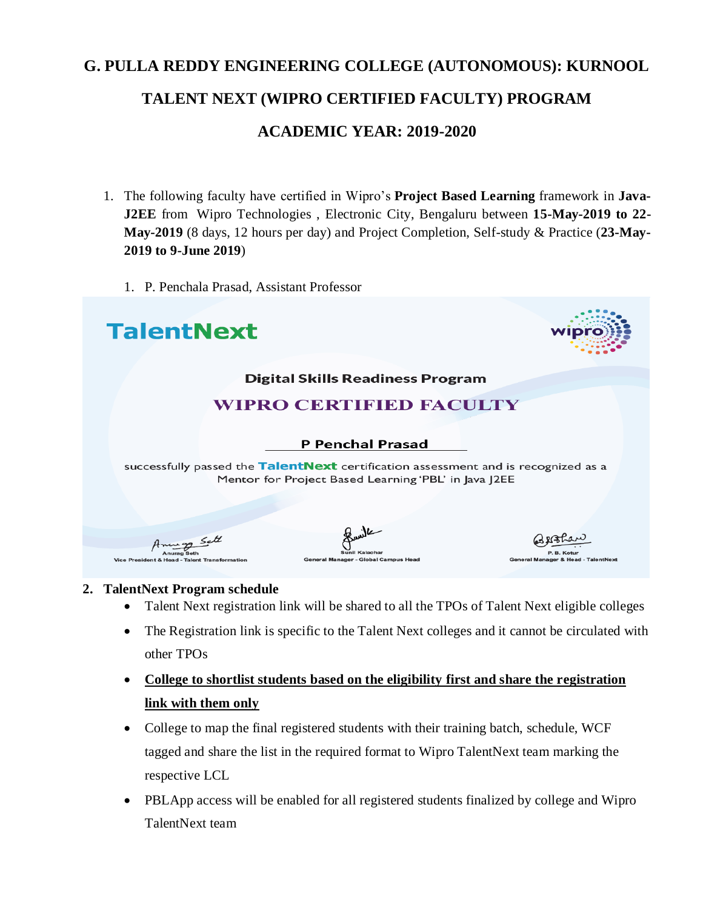# G. PULLA REDDY ENGINEERING COLLEGE (AUTONOMOUS): KURNOOL

## TALENT NEXT (WIPRO CERTIFIED FACULTY) PROGRAM

## ACADEMIC YEAR: 2019-2020

1. The following faculty have certified in Wipro's **Project Based Learning** framework in **Java-J2EE** from Wipro Technologies , Electronic City, Bengaluru between **15-May-2019 to 22-May-2019** (8 days, 12 hours per day) and Project Completion, Self-study & Practice (**23-May-2019 to 9-June 2019**)

   1. P. Penchala Prasad, Assistant Professor

TalentNext

Digital Skills Readiness Program

WIPRO CERTIFIED FACULTY

P Penchal Prasad

successfully passed the TalentNext certification assessment and is recognized as a Mentor for Project Based Learning 'PBL' in Java J2EE

Anurag Seth, Vice President & Head - Talent Transformation

Sunil Kalachar, General Manager - Global Campus Head

P. B. Kotur, General Manager & Head - TalentNext

**2. TalentNext Program schedule**

- Talent Next registration link will be shared to all the TPOs of Talent Next eligible colleges
- The Registration link is specific to the Talent Next colleges and it cannot be circulated with other TPOs
- **College to shortlist students based on the eligibility first and share the registration link with them only**
- College to map the final registered students with their training batch, schedule, WCF tagged and share the list in the required format to Wipro TalentNext team marking the respective LCL
- PBLApp access will be enabled for all registered students finalized by college and Wipro TalentNext team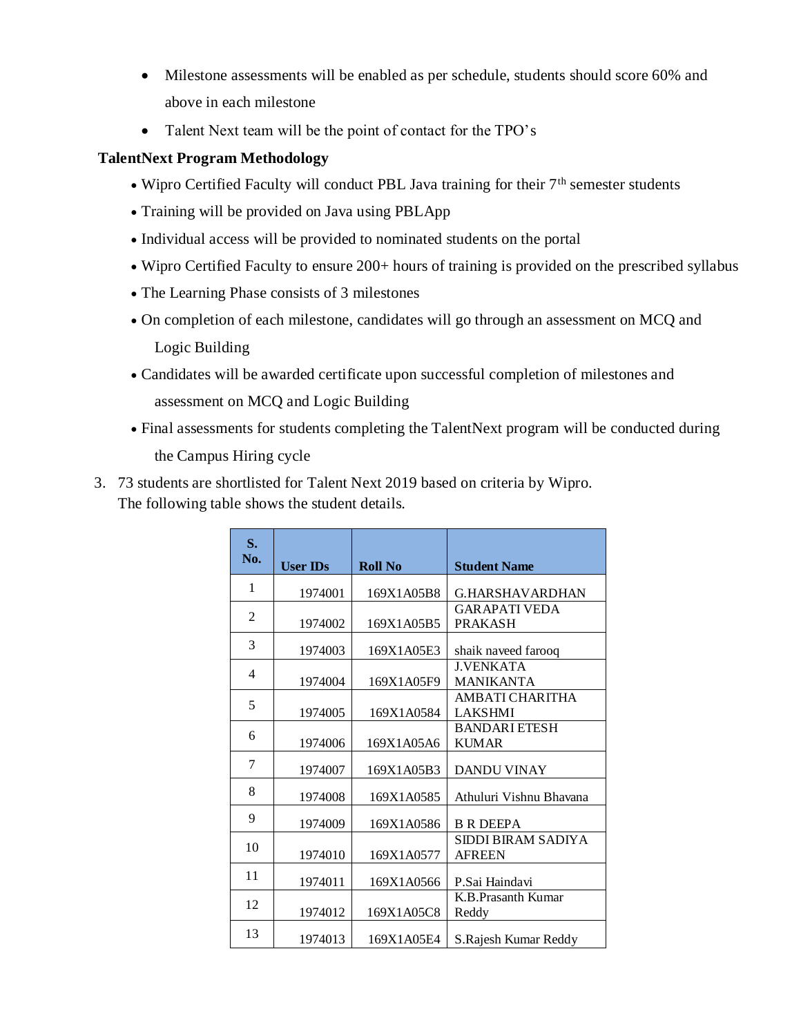- Milestone assessments will be enabled as per schedule, students should score 60% and above in each milestone
- Talent Next team will be the point of contact for the TPO's

**TalentNext Program Methodology**

- Wipro Certified Faculty will conduct PBL Java training for their 7th semester students
- Training will be provided on Java using PBLApp
- Individual access will be provided to nominated students on the portal
- Wipro Certified Faculty to ensure 200+ hours of training is provided on the prescribed syllabus
- The Learning Phase consists of 3 milestones
- On completion of each milestone, candidates will go through an assessment on MCQ and Logic Building
- Candidates will be awarded certificate upon successful completion of milestones and assessment on MCQ and Logic Building
- Final assessments for students completing the TalentNext program will be conducted during the Campus Hiring cycle

3. 73 students are shortlisted for Talent Next 2019 based on criteria by Wipro. The following table shows the student details.

| S. No. | User IDs | Roll No | Student Name |
|---|---|---|---|
| 1 | 1974001 | 169X1A05B8 | G.HARSHAVARDHAN |
| 2 | 1974002 | 169X1A05B5 | GARAPATI VEDA PRAKASH |
| 3 | 1974003 | 169X1A05E3 | shaik naveed farooq |
| 4 | 1974004 | 169X1A05F9 | J.VENKATA MANIKANTA |
| 5 | 1974005 | 169X1A0584 | AMBATI CHARITHA LAKSHMI |
| 6 | 1974006 | 169X1A05A6 | BANDARI ETESH KUMAR |
| 7 | 1974007 | 169X1A05B3 | DANDU VINAY |
| 8 | 1974008 | 169X1A0585 | Athuluri Vishnu Bhavana |
| 9 | 1974009 | 169X1A0586 | B R DEEPA |
| 10 | 1974010 | 169X1A0577 | SIDDI BIRAM SADIYA AFREEN |
| 11 | 1974011 | 169X1A0566 | P.Sai Haindavi |
| 12 | 1974012 | 169X1A05C8 | K.B.Prasanth Kumar Reddy |
| 13 | 1974013 | 169X1A05E4 | S.Rajesh Kumar Reddy |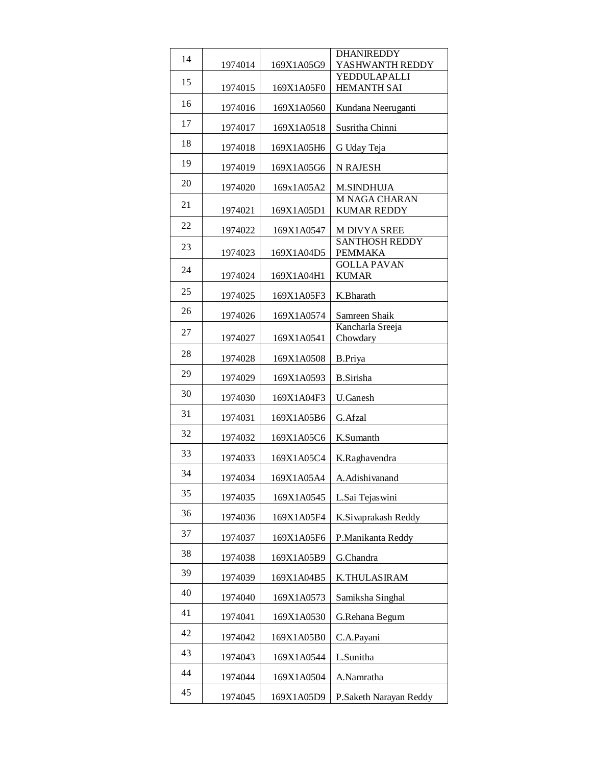| 14 | 1974014 | 169X1A05G9 | DHANIREDDY YASHWANTH REDDY |
|---|---|---|---|
| 15 | 1974015 | 169X1A05F0 | YEDDULAPALLI HEMANTH SAI |
| 16 | 1974016 | 169X1A0560 | Kundana Neeruganti |
| 17 | 1974017 | 169X1A0518 | Susritha Chinni |
| 18 | 1974018 | 169X1A05H6 | G Uday Teja |
| 19 | 1974019 | 169X1A05G6 | N RAJESH |
| 20 | 1974020 | 169x1A05A2 | M.SINDHUJA |
| 21 | 1974021 | 169X1A05D1 | M NAGA CHARAN KUMAR REDDY |
| 22 | 1974022 | 169X1A0547 | M DIVYA SREE |
| 23 | 1974023 | 169X1A04D5 | SANTHOSH REDDY PEMMAKA |
| 24 | 1974024 | 169X1A04H1 | GOLLA PAVAN KUMAR |
| 25 | 1974025 | 169X1A05F3 | K.Bharath |
| 26 | 1974026 | 169X1A0574 | Samreen Shaik |
| 27 | 1974027 | 169X1A0541 | Kancharla Sreeja Chowdary |
| 28 | 1974028 | 169X1A0508 | B.Priya |
| 29 | 1974029 | 169X1A0593 | B.Sirisha |
| 30 | 1974030 | 169X1A04F3 | U.Ganesh |
| 31 | 1974031 | 169X1A05B6 | G.Afzal |
| 32 | 1974032 | 169X1A05C6 | K.Sumanth |
| 33 | 1974033 | 169X1A05C4 | K.Raghavendra |
| 34 | 1974034 | 169X1A05A4 | A.Adishivanand |
| 35 | 1974035 | 169X1A0545 | L.Sai Tejaswini |
| 36 | 1974036 | 169X1A05F4 | K.Sivaprakash Reddy |
| 37 | 1974037 | 169X1A05F6 | P.Manikanta Reddy |
| 38 | 1974038 | 169X1A05B9 | G.Chandra |
| 39 | 1974039 | 169X1A04B5 | K.THULASIRAM |
| 40 | 1974040 | 169X1A0573 | Samiksha Singhal |
| 41 | 1974041 | 169X1A0530 | G.Rehana Begum |
| 42 | 1974042 | 169X1A05B0 | C.A.Payani |
| 43 | 1974043 | 169X1A0544 | L.Sunitha |
| 44 | 1974044 | 169X1A0504 | A.Namratha |
| 45 | 1974045 | 169X1A05D9 | P.Saketh Narayan Reddy |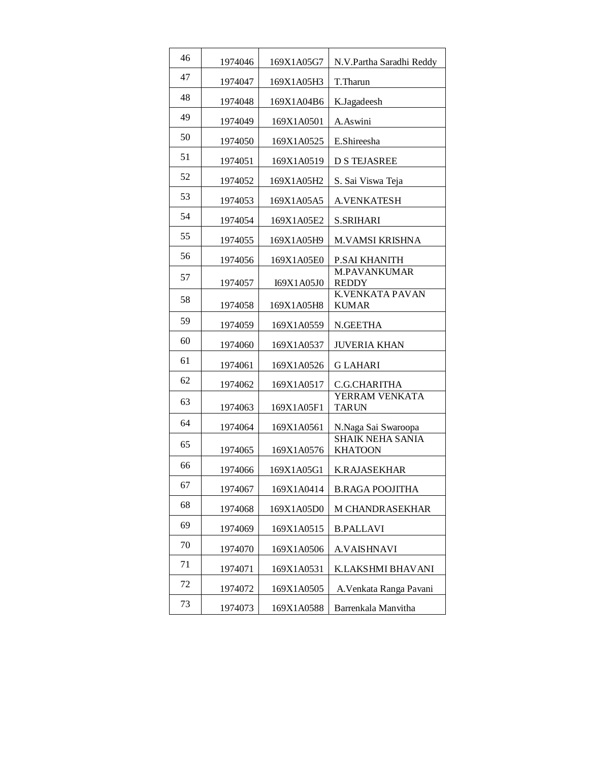| 46 | 1974046 | 169X1A05G7 | N.V.Partha Saradhi Reddy |
|---|---|---|---|
| 47 | 1974047 | 169X1A05H3 | T.Tharun |
| 48 | 1974048 | 169X1A04B6 | K.Jagadeesh |
| 49 | 1974049 | 169X1A0501 | A.Aswini |
| 50 | 1974050 | 169X1A0525 | E.Shireesha |
| 51 | 1974051 | 169X1A0519 | D S TEJASREE |
| 52 | 1974052 | 169X1A05H2 | S. Sai Viswa Teja |
| 53 | 1974053 | 169X1A05A5 | A.VENKATESH |
| 54 | 1974054 | 169X1A05E2 | S.SRIHARI |
| 55 | 1974055 | 169X1A05H9 | M.VAMSI KRISHNA |
| 56 | 1974056 | 169X1A05E0 | P.SAI KHANITH |
| 57 | 1974057 | I69X1A05J0 | M.PAVANKUMAR REDDY |
| 58 | 1974058 | 169X1A05H8 | K.VENKATA PAVAN KUMAR |
| 59 | 1974059 | 169X1A0559 | N.GEETHA |
| 60 | 1974060 | 169X1A0537 | JUVERIA KHAN |
| 61 | 1974061 | 169X1A0526 | G LAHARI |
| 62 | 1974062 | 169X1A0517 | C.G.CHARITHA |
| 63 | 1974063 | 169X1A05F1 | YERRAM VENKATA TARUN |
| 64 | 1974064 | 169X1A0561 | N.Naga Sai Swaroopa |
| 65 | 1974065 | 169X1A0576 | SHAIK NEHA SANIA KHATOON |
| 66 | 1974066 | 169X1A05G1 | K.RAJASEKHAR |
| 67 | 1974067 | 169X1A0414 | B.RAGA POOJITHA |
| 68 | 1974068 | 169X1A05D0 | M CHANDRASEKHAR |
| 69 | 1974069 | 169X1A0515 | B.PALLAVI |
| 70 | 1974070 | 169X1A0506 | A.VAISHNAVI |
| 71 | 1974071 | 169X1A0531 | K.LAKSHMI BHAVANI |
| 72 | 1974072 | 169X1A0505 | A.Venkata Ranga Pavani |
| 73 | 1974073 | 169X1A0588 | Barrenkala Manvitha |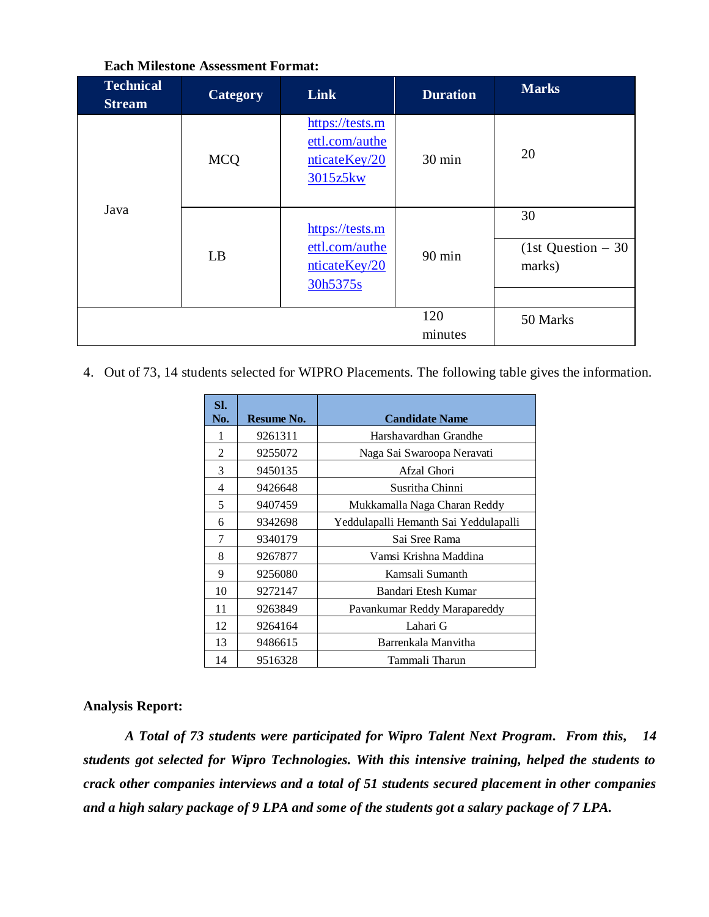**Each Milestone Assessment Format:**

| Technical Stream | Category | Link | Duration | Marks |
|---|---|---|---|---|
| Java | MCQ | https://tests.mettl.com/authenticateKey/203015z5kw | 30 min | 20 |
| | LB | https://tests.mettl.com/authenticateKey/2030h5375s | 90 min | 30 (1st Question – 30 marks) |
| | | | 120 minutes | 50 Marks |

4. Out of 73, 14 students selected for WIPRO Placements. The following table gives the information.

| Sl. No. | Resume No. | Candidate Name |
|---|---|---|
| 1 | 9261311 | Harshavardhan Grandhe |
| 2 | 9255072 | Naga Sai Swaroopa Neravati |
| 3 | 9450135 | Afzal Ghori |
| 4 | 9426648 | Susritha Chinni |
| 5 | 9407459 | Mukkamalla Naga Charan Reddy |
| 6 | 9342698 | Yeddulapalli Hemanth Sai Yeddulapalli |
| 7 | 9340179 | Sai Sree Rama |
| 8 | 9267877 | Vamsi Krishna Maddina |
| 9 | 9256080 | Kamsali Sumanth |
| 10 | 9272147 | Bandari Etesh Kumar |
| 11 | 9263849 | Pavankumar Reddy Marapareddy |
| 12 | 9264164 | Lahari G |
| 13 | 9486615 | Barrenkala Manvitha |
| 14 | 9516328 | Tammali Tharun |

**Analysis Report:**

***A Total of 73 students were participated for Wipro Talent Next Program. From this, 14 students got selected for Wipro Technologies. With this intensive training, helped the students to crack other companies interviews and a total of 51 students secured placement in other companies and a high salary package of 9 LPA and some of the students got a salary package of 7 LPA.***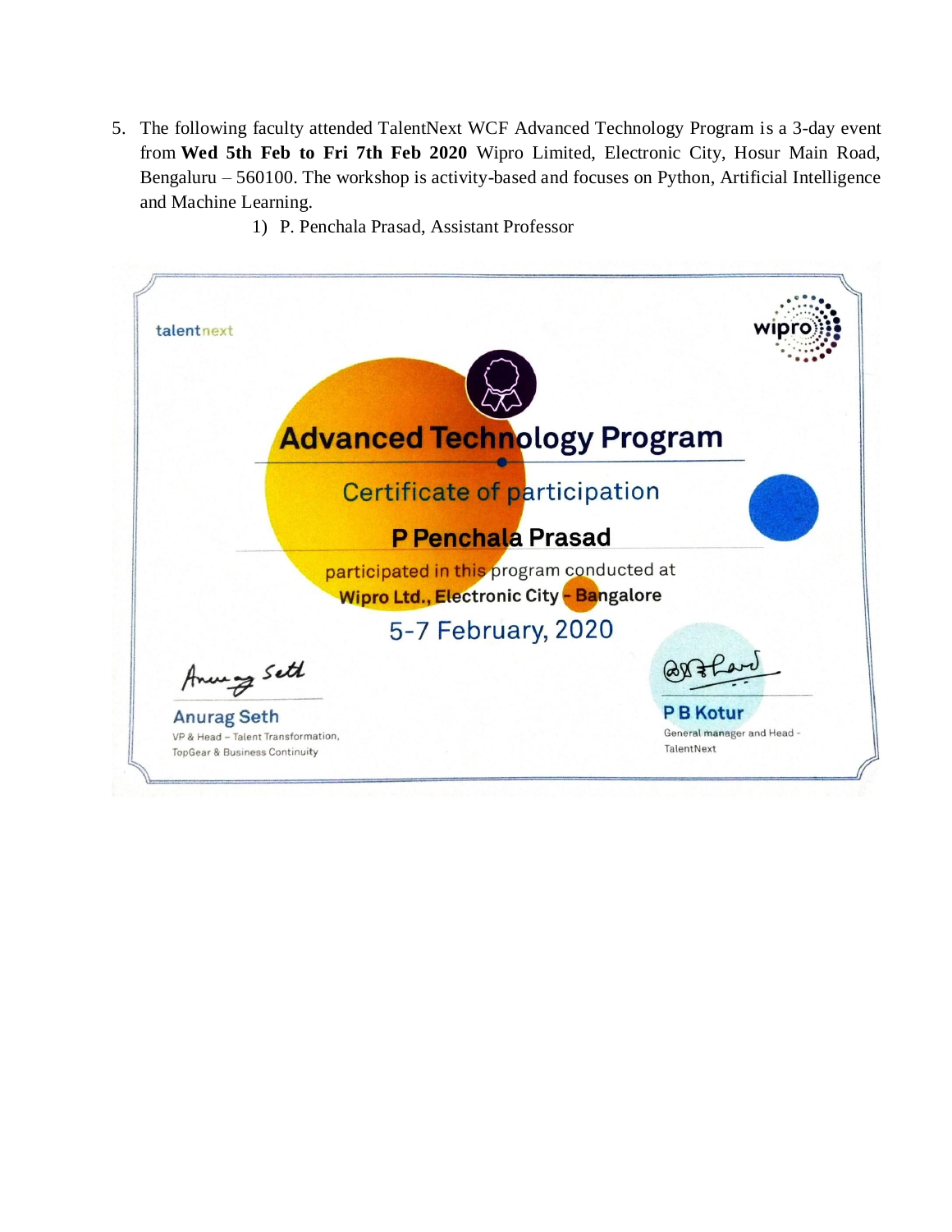5. The following faculty attended TalentNext WCF Advanced Technology Program is a 3-day event from **Wed 5th Feb to Fri 7th Feb 2020** Wipro Limited, Electronic City, Hosur Main Road, Bengaluru – 560100. The workshop is activity-based and focuses on Python, Artificial Intelligence and Machine Learning.

    1) P. Penchala Prasad, Assistant Professor

talentnext

wipro

# Advanced Technology Program

## Certificate of participation

**P Penchala Prasad**

participated in this program conducted at
**Wipro Ltd., Electronic City - Bangalore**

5-7 February, 2020

Anurag Seth
VP & Head – Talent Transformation, TopGear & Business Continuity

P B Kotur
General manager and Head - TalentNext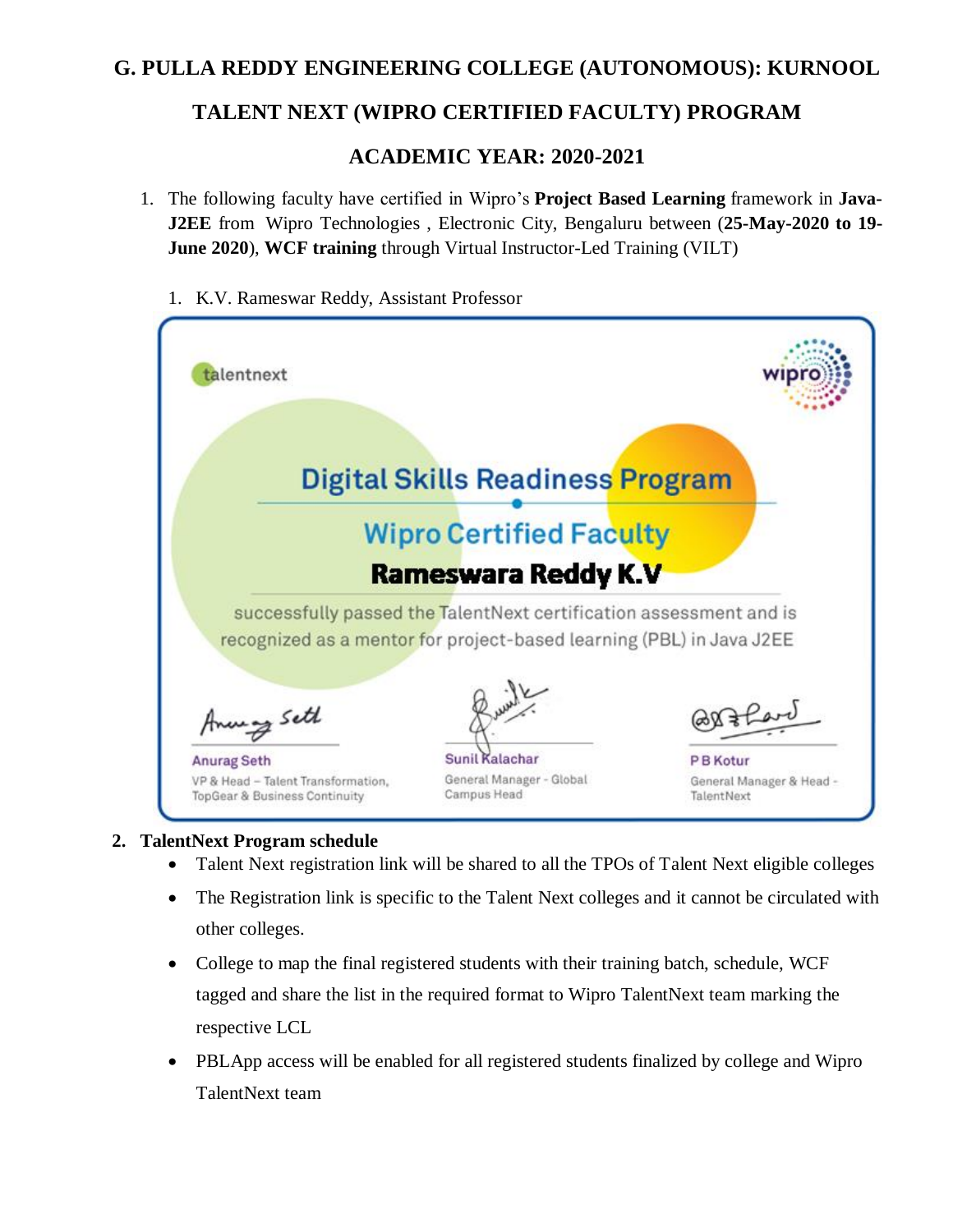# G. PULLA REDDY ENGINEERING COLLEGE (AUTONOMOUS): KURNOOL

## TALENT NEXT (WIPRO CERTIFIED FACULTY) PROGRAM

## ACADEMIC YEAR: 2020-2021

1. The following faculty have certified in Wipro's **Project Based Learning** framework in **Java-J2EE** from Wipro Technologies , Electronic City, Bengaluru between (**25-May-2020 to 19-June 2020**), **WCF training** through Virtual Instructor-Led Training (VILT)

   1. K.V. Rameswar Reddy, Assistant Professor

talentnext

wipro

**Digital Skills Readiness Program**

**Wipro Certified Faculty**

**Rameswara Reddy K.V**

successfully passed the TalentNext certification assessment and is recognized as a mentor for project-based learning (PBL) in Java J2EE

| Anurag Seth | Sunil Kalachar | P B Kotur |
|---|---|---|
| VP & Head – Talent Transformation, TopGear & Business Continuity | General Manager - Global Campus Head | General Manager & Head - TalentNext |

**2. TalentNext Program schedule**

- Talent Next registration link will be shared to all the TPOs of Talent Next eligible colleges
- The Registration link is specific to the Talent Next colleges and it cannot be circulated with other colleges.
- College to map the final registered students with their training batch, schedule, WCF tagged and share the list in the required format to Wipro TalentNext team marking the respective LCL
- PBLApp access will be enabled for all registered students finalized by college and Wipro TalentNext team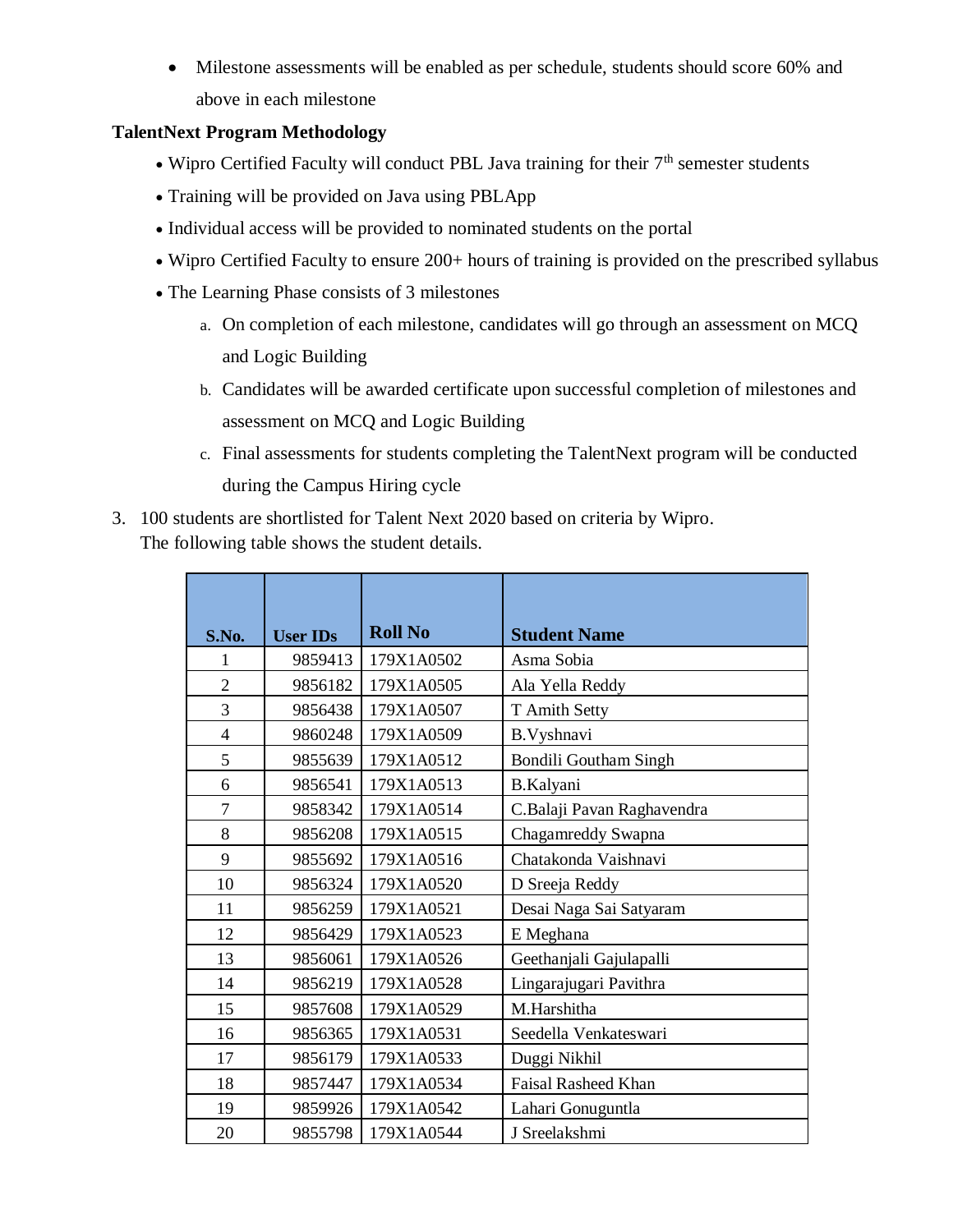- Milestone assessments will be enabled as per schedule, students should score 60% and above in each milestone

**TalentNext Program Methodology**

- Wipro Certified Faculty will conduct PBL Java training for their 7th semester students
- Training will be provided on Java using PBLApp
- Individual access will be provided to nominated students on the portal
- Wipro Certified Faculty to ensure 200+ hours of training is provided on the prescribed syllabus
- The Learning Phase consists of 3 milestones
    a. On completion of each milestone, candidates will go through an assessment on MCQ and Logic Building
    b. Candidates will be awarded certificate upon successful completion of milestones and assessment on MCQ and Logic Building
    c. Final assessments for students completing the TalentNext program will be conducted during the Campus Hiring cycle

3. 100 students are shortlisted for Talent Next 2020 based on criteria by Wipro. The following table shows the student details.

| S.No. | User IDs | Roll No | Student Name |
|---|---|---|---|
| 1 | 9859413 | 179X1A0502 | Asma Sobia |
| 2 | 9856182 | 179X1A0505 | Ala Yella Reddy |
| 3 | 9856438 | 179X1A0507 | T Amith Setty |
| 4 | 9860248 | 179X1A0509 | B.Vyshnavi |
| 5 | 9855639 | 179X1A0512 | Bondili Goutham Singh |
| 6 | 9856541 | 179X1A0513 | B.Kalyani |
| 7 | 9858342 | 179X1A0514 | C.Balaji Pavan Raghavendra |
| 8 | 9856208 | 179X1A0515 | Chagamreddy Swapna |
| 9 | 9855692 | 179X1A0516 | Chatakonda Vaishnavi |
| 10 | 9856324 | 179X1A0520 | D Sreeja Reddy |
| 11 | 9856259 | 179X1A0521 | Desai Naga Sai Satyaram |
| 12 | 9856429 | 179X1A0523 | E Meghana |
| 13 | 9856061 | 179X1A0526 | Geethanjali Gajulapalli |
| 14 | 9856219 | 179X1A0528 | Lingarajugari Pavithra |
| 15 | 9857608 | 179X1A0529 | M.Harshitha |
| 16 | 9856365 | 179X1A0531 | Seedella Venkateswari |
| 17 | 9856179 | 179X1A0533 | Duggi Nikhil |
| 18 | 9857447 | 179X1A0534 | Faisal Rasheed Khan |
| 19 | 9859926 | 179X1A0542 | Lahari Gonuguntla |
| 20 | 9855798 | 179X1A0544 | J Sreelakshmi |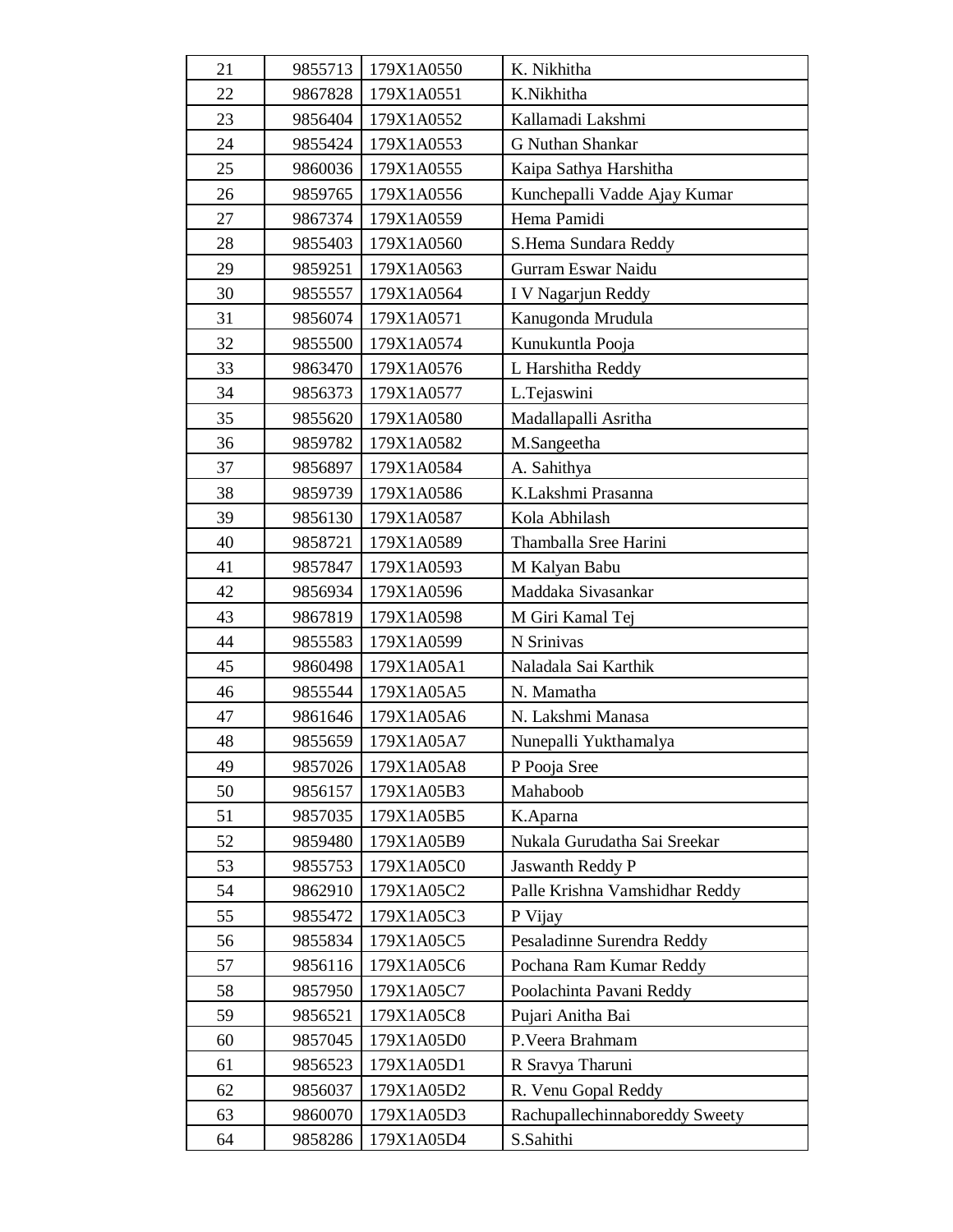| 21 | 9855713 | 179X1A0550 | K. Nikhitha |
|---|---|---|---|
| 22 | 9867828 | 179X1A0551 | K.Nikhitha |
| 23 | 9856404 | 179X1A0552 | Kallamadi Lakshmi |
| 24 | 9855424 | 179X1A0553 | G Nuthan Shankar |
| 25 | 9860036 | 179X1A0555 | Kaipa Sathya Harshitha |
| 26 | 9859765 | 179X1A0556 | Kunchepalli Vadde Ajay Kumar |
| 27 | 9867374 | 179X1A0559 | Hema Pamidi |
| 28 | 9855403 | 179X1A0560 | S.Hema Sundara Reddy |
| 29 | 9859251 | 179X1A0563 | Gurram Eswar Naidu |
| 30 | 9855557 | 179X1A0564 | I V Nagarjun Reddy |
| 31 | 9856074 | 179X1A0571 | Kanugonda Mrudula |
| 32 | 9855500 | 179X1A0574 | Kunukuntla Pooja |
| 33 | 9863470 | 179X1A0576 | L Harshitha Reddy |
| 34 | 9856373 | 179X1A0577 | L.Tejaswini |
| 35 | 9855620 | 179X1A0580 | Madallapalli Asritha |
| 36 | 9859782 | 179X1A0582 | M.Sangeetha |
| 37 | 9856897 | 179X1A0584 | A. Sahithya |
| 38 | 9859739 | 179X1A0586 | K.Lakshmi Prasanna |
| 39 | 9856130 | 179X1A0587 | Kola Abhilash |
| 40 | 9858721 | 179X1A0589 | Thamballa Sree Harini |
| 41 | 9857847 | 179X1A0593 | M Kalyan Babu |
| 42 | 9856934 | 179X1A0596 | Maddaka Sivasankar |
| 43 | 9867819 | 179X1A0598 | M Giri Kamal Tej |
| 44 | 9855583 | 179X1A0599 | N Srinivas |
| 45 | 9860498 | 179X1A05A1 | Naladala Sai Karthik |
| 46 | 9855544 | 179X1A05A5 | N. Mamatha |
| 47 | 9861646 | 179X1A05A6 | N. Lakshmi Manasa |
| 48 | 9855659 | 179X1A05A7 | Nunepalli Yukthamalya |
| 49 | 9857026 | 179X1A05A8 | P Pooja Sree |
| 50 | 9856157 | 179X1A05B3 | Mahaboob |
| 51 | 9857035 | 179X1A05B5 | K.Aparna |
| 52 | 9859480 | 179X1A05B9 | Nukala Gurudatha Sai Sreekar |
| 53 | 9855753 | 179X1A05C0 | Jaswanth Reddy P |
| 54 | 9862910 | 179X1A05C2 | Palle Krishna Vamshidhar Reddy |
| 55 | 9855472 | 179X1A05C3 | P Vijay |
| 56 | 9855834 | 179X1A05C5 | Pesaladinne Surendra Reddy |
| 57 | 9856116 | 179X1A05C6 | Pochana Ram Kumar Reddy |
| 58 | 9857950 | 179X1A05C7 | Poolachinta Pavani Reddy |
| 59 | 9856521 | 179X1A05C8 | Pujari Anitha Bai |
| 60 | 9857045 | 179X1A05D0 | P.Veera Brahmam |
| 61 | 9856523 | 179X1A05D1 | R Sravya Tharuni |
| 62 | 9856037 | 179X1A05D2 | R. Venu Gopal Reddy |
| 63 | 9860070 | 179X1A05D3 | Rachupallechinnaboreddy Sweety |
| 64 | 9858286 | 179X1A05D4 | S.Sahithi |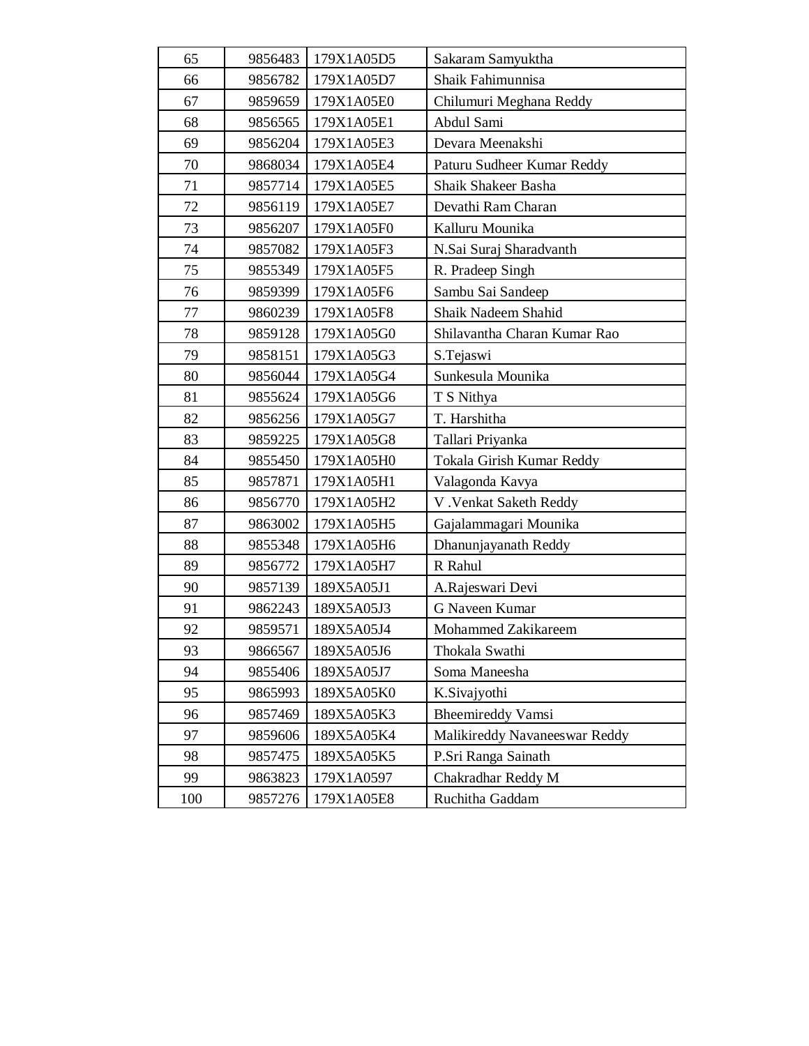| 65 | 9856483 | 179X1A05D5 | Sakaram Samyuktha |
|---|---|---|---|
| 66 | 9856782 | 179X1A05D7 | Shaik Fahimunnisa |
| 67 | 9859659 | 179X1A05E0 | Chilumuri Meghana Reddy |
| 68 | 9856565 | 179X1A05E1 | Abdul Sami |
| 69 | 9856204 | 179X1A05E3 | Devara Meenakshi |
| 70 | 9868034 | 179X1A05E4 | Paturu Sudheer Kumar Reddy |
| 71 | 9857714 | 179X1A05E5 | Shaik Shakeer Basha |
| 72 | 9856119 | 179X1A05E7 | Devathi Ram Charan |
| 73 | 9856207 | 179X1A05F0 | Kalluru Mounika |
| 74 | 9857082 | 179X1A05F3 | N.Sai Suraj Sharadvanth |
| 75 | 9855349 | 179X1A05F5 | R. Pradeep Singh |
| 76 | 9859399 | 179X1A05F6 | Sambu Sai Sandeep |
| 77 | 9860239 | 179X1A05F8 | Shaik Nadeem Shahid |
| 78 | 9859128 | 179X1A05G0 | Shilavantha Charan Kumar Rao |
| 79 | 9858151 | 179X1A05G3 | S.Tejaswi |
| 80 | 9856044 | 179X1A05G4 | Sunkesula Mounika |
| 81 | 9855624 | 179X1A05G6 | T S Nithya |
| 82 | 9856256 | 179X1A05G7 | T. Harshitha |
| 83 | 9859225 | 179X1A05G8 | Tallari Priyanka |
| 84 | 9855450 | 179X1A05H0 | Tokala Girish Kumar Reddy |
| 85 | 9857871 | 179X1A05H1 | Valagonda Kavya |
| 86 | 9856770 | 179X1A05H2 | V .Venkat Saketh Reddy |
| 87 | 9863002 | 179X1A05H5 | Gajalammagari Mounika |
| 88 | 9855348 | 179X1A05H6 | Dhanunjayanath Reddy |
| 89 | 9856772 | 179X1A05H7 | R Rahul |
| 90 | 9857139 | 189X5A05J1 | A.Rajeswari Devi |
| 91 | 9862243 | 189X5A05J3 | G Naveen Kumar |
| 92 | 9859571 | 189X5A05J4 | Mohammed Zakikareem |
| 93 | 9866567 | 189X5A05J6 | Thokala Swathi |
| 94 | 9855406 | 189X5A05J7 | Soma Maneesha |
| 95 | 9865993 | 189X5A05K0 | K.Sivajyothi |
| 96 | 9857469 | 189X5A05K3 | Bheemireddy Vamsi |
| 97 | 9859606 | 189X5A05K4 | Malikireddy Navaneeswar Reddy |
| 98 | 9857475 | 189X5A05K5 | P.Sri Ranga Sainath |
| 99 | 9863823 | 179X1A0597 | Chakradhar Reddy M |
| 100 | 9857276 | 179X1A05E8 | Ruchitha Gaddam |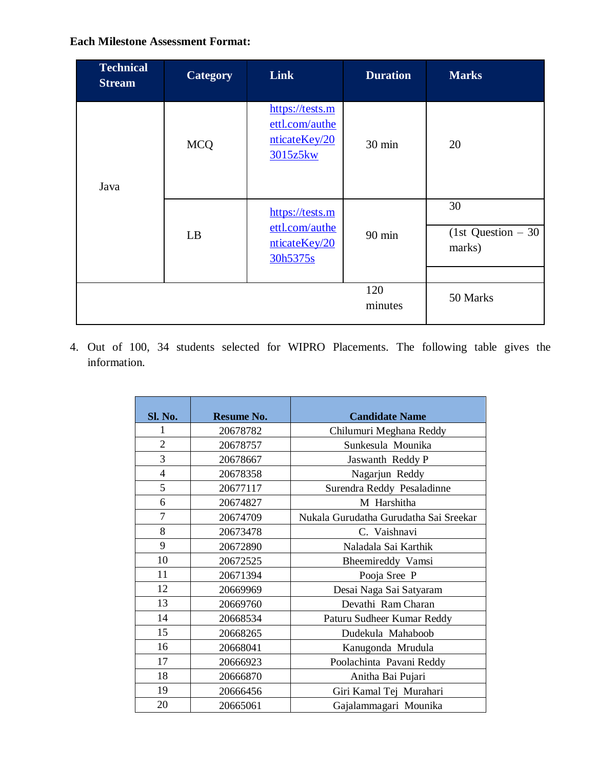**Each Milestone Assessment Format:**

| Technical Stream | Category | Link | Duration | Marks |
|---|---|---|---|---|
| Java | MCQ | https://tests.mettl.com/authenticateKey/203015z5kw | 30 min | 20 |
| | LB | https://tests.mettl.com/authenticateKey/2030h5375s | 90 min | 30 (1st Question – 30 marks) |
| | | | 120 minutes | 50 Marks |

4. Out of 100, 34 students selected for WIPRO Placements. The following table gives the information.

| Sl. No. | Resume No. | Candidate Name |
|---|---|---|
| 1 | 20678782 | Chilumuri Meghana Reddy |
| 2 | 20678757 | Sunkesula Mounika |
| 3 | 20678667 | Jaswanth Reddy P |
| 4 | 20678358 | Nagarjun Reddy |
| 5 | 20677117 | Surendra Reddy Pesaladinne |
| 6 | 20674827 | M Harshitha |
| 7 | 20674709 | Nukala Gurudatha Gurudatha Sai Sreekar |
| 8 | 20673478 | C. Vaishnavi |
| 9 | 20672890 | Naladala Sai Karthik |
| 10 | 20672525 | Bheemireddy Vamsi |
| 11 | 20671394 | Pooja Sree P |
| 12 | 20669969 | Desai Naga Sai Satyaram |
| 13 | 20669760 | Devathi Ram Charan |
| 14 | 20668534 | Paturu Sudheer Kumar Reddy |
| 15 | 20668265 | Dudekula Mahaboob |
| 16 | 20668041 | Kanugonda Mrudula |
| 17 | 20666923 | Poolachinta Pavani Reddy |
| 18 | 20666870 | Anitha Bai Pujari |
| 19 | 20666456 | Giri Kamal Tej Murahari |
| 20 | 20665061 | Gajalammagari Mounika |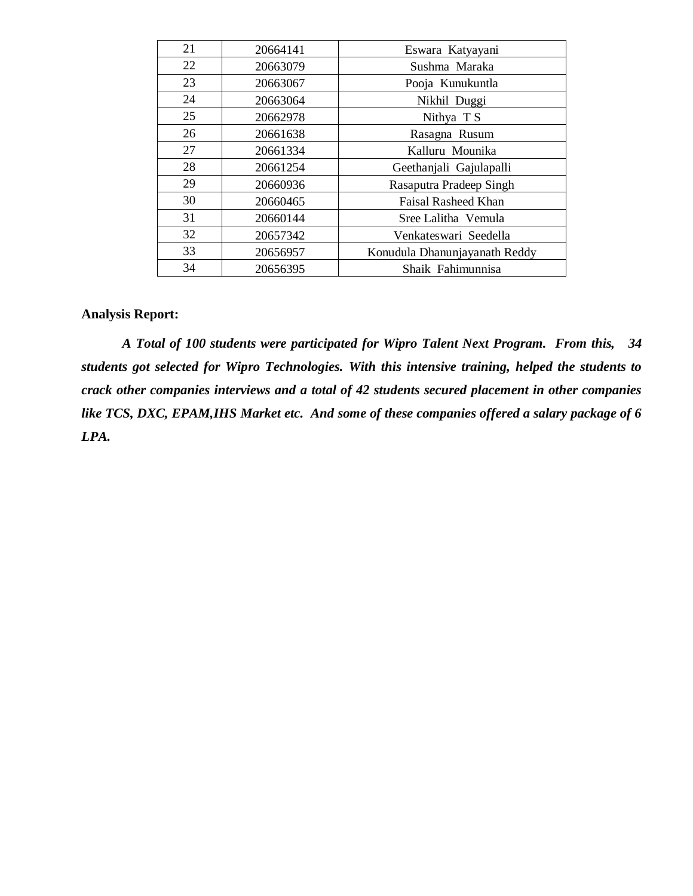| 21 | 20664141 | Eswara Katyayani |
|---|---|---|
| 22 | 20663079 | Sushma Maraka |
| 23 | 20663067 | Pooja Kunukuntla |
| 24 | 20663064 | Nikhil Duggi |
| 25 | 20662978 | Nithya T S |
| 26 | 20661638 | Rasagna Rusum |
| 27 | 20661334 | Kalluru Mounika |
| 28 | 20661254 | Geethanjali Gajulapalli |
| 29 | 20660936 | Rasaputra Pradeep Singh |
| 30 | 20660465 | Faisal Rasheed Khan |
| 31 | 20660144 | Sree Lalitha Vemula |
| 32 | 20657342 | Venkateswari Seedella |
| 33 | 20656957 | Konudula Dhanunjayanath Reddy |
| 34 | 20656395 | Shaik Fahimunnisa |

**Analysis Report:**

***A Total of 100 students were participated for Wipro Talent Next Program. From this, 34 students got selected for Wipro Technologies. With this intensive training, helped the students to crack other companies interviews and a total of 42 students secured placement in other companies like TCS, DXC, EPAM,IHS Market etc. And some of these companies offered a salary package of 6 LPA.***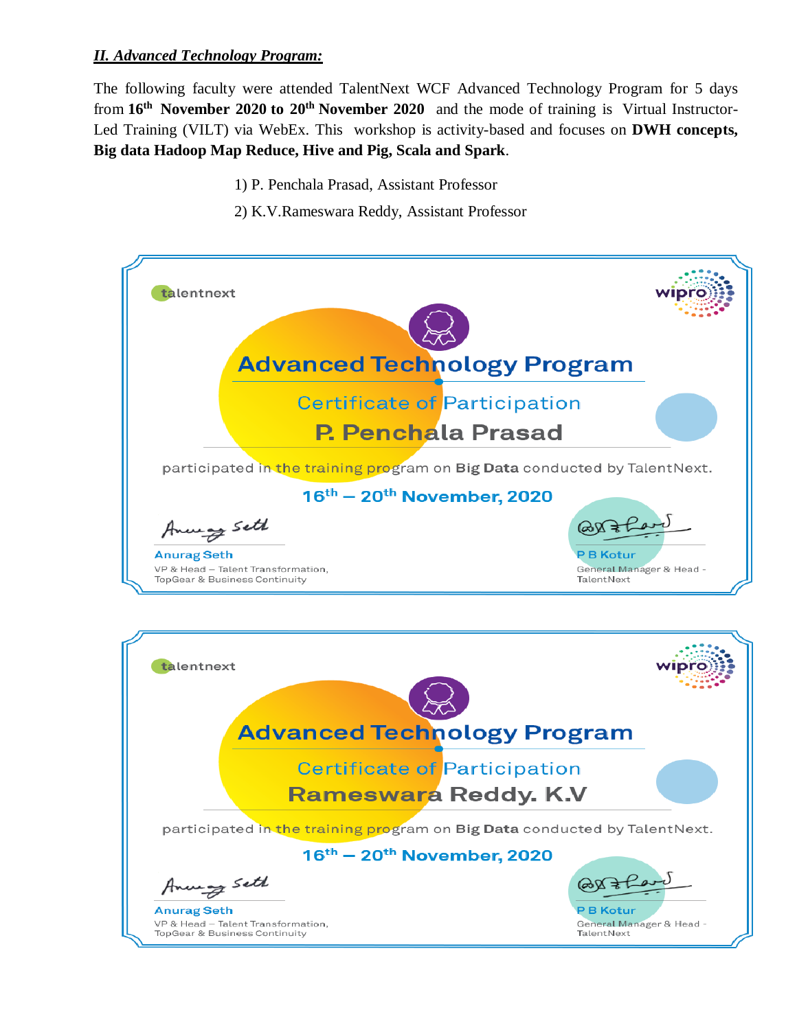***II. Advanced Technology Program:***

The following faculty were attended TalentNext WCF Advanced Technology Program for 5 days from **16th November 2020 to 20th November 2020** and the mode of training is Virtual Instructor-Led Training (VILT) via WebEx. This workshop is activity-based and focuses on **DWH concepts, Big data Hadoop Map Reduce, Hive and Pig, Scala and Spark**.

1) P. Penchala Prasad, Assistant Professor
2) K.V.Rameswara Reddy, Assistant Professor

talentnext

wipro

Advanced Technology Program

Certificate of Participation

P. Penchala Prasad

participated in the training program on **Big Data** conducted by TalentNext.

16th – 20th November, 2020

Anurag Seth
VP & Head – Talent Transformation, TopGear & Business Continuity

P B Kotur
General Manager & Head - TalentNext

talentnext

wipro

Advanced Technology Program

Certificate of Participation

Rameswara Reddy. K.V

participated in the training program on **Big Data** conducted by TalentNext.

16th – 20th November, 2020

Anurag Seth
VP & Head – Talent Transformation, TopGear & Business Continuity

P B Kotur
General Manager & Head - TalentNext